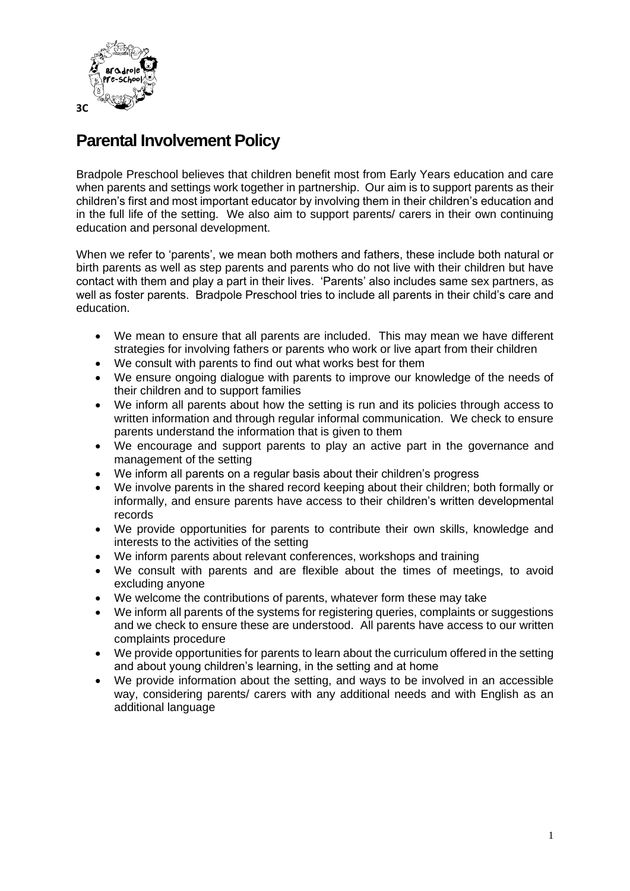3C

# Parental Involvement Policy

Bradpole Preschool believes that children benefit most from Early Years education and care when parents and settings work together in partnership. Our aim is to support parents as their children's first and most important educator by involving them in their children's education and in the full life of the setting. We also aim to support parents/ carers in their own continuing education and personal development.

When we refer to 'parents', we mean both mothers and fathers, these include both natural or birth parents as well as step parents and parents who do not live with their children but have contact with them and play a part in their lives. 'Parents' also includes same sex partners, as well as foster parents. Bradpole Preschool tries to include all parents in their child's care and education.

- We mean to ensure that all parents are included. This may mean we have different strategies for involving fathers or parents who work or live apart from their children
- We consult with parents to find out what works best for them
- We ensure ongoing dialogue with parents to improve our knowledge of the needs of their children and to support families
- We inform all parents about how the setting is run and its policies through access to written information and through regular informal communication. We check to ensure parents understand the information that is given to them
- We encourage and support parents to play an active part in the governance and management of the setting
- We inform all parents on a regular basis about their children's progress
- We involve parents in the shared record keeping about their children; both formally or informally, and ensure parents have access to their children's written developmental records
- We provide opportunities for parents to contribute their own skills, knowledge and interests to the activities of the setting
- We inform parents about relevant conferences, workshops and training
- We consult with parents and are flexible about the times of meetings, to avoid excluding anyone
- We welcome the contributions of parents, whatever form these may take
- We inform all parents of the systems for registering queries, complaints or suggestions and we check to ensure these are understood. All parents have access to our written complaints procedure
- We provide opportunities for parents to learn about the curriculum offered in the setting and about young children's learning, in the setting and at home
- We provide information about the setting, and ways to be involved in an accessible way, considering parents/ carers with any additional needs and with English as an additional language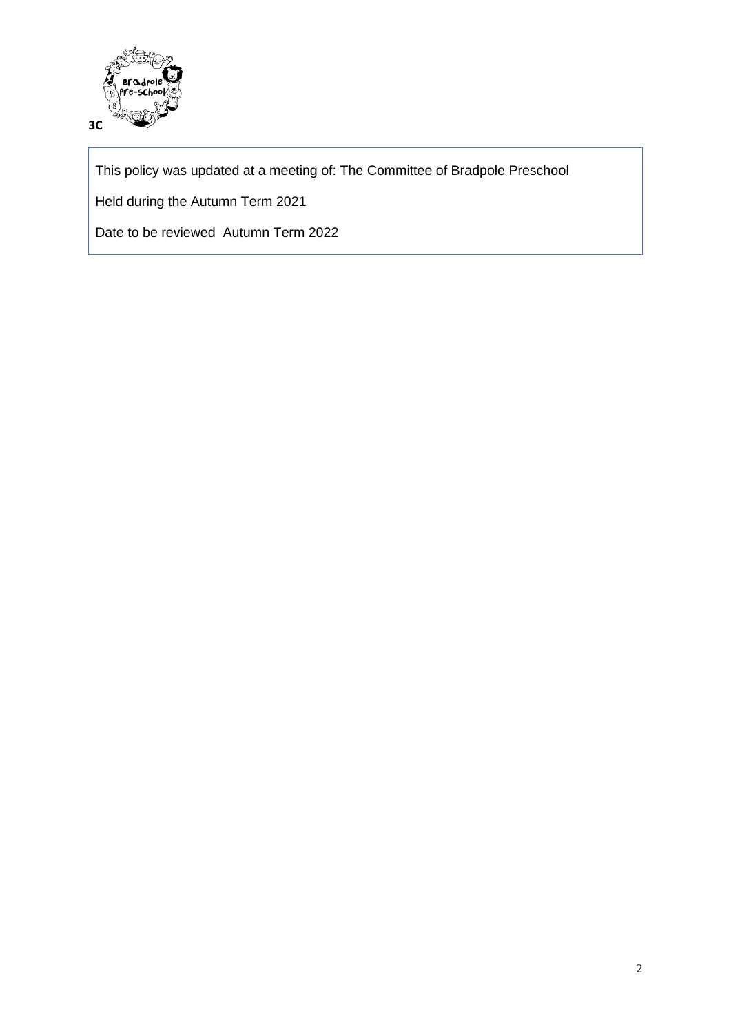3C

This policy was updated at a meeting of: The Committee of Bradpole Preschool

Held during the Autumn Term 2021

Date to be reviewed Autumn Term 2022